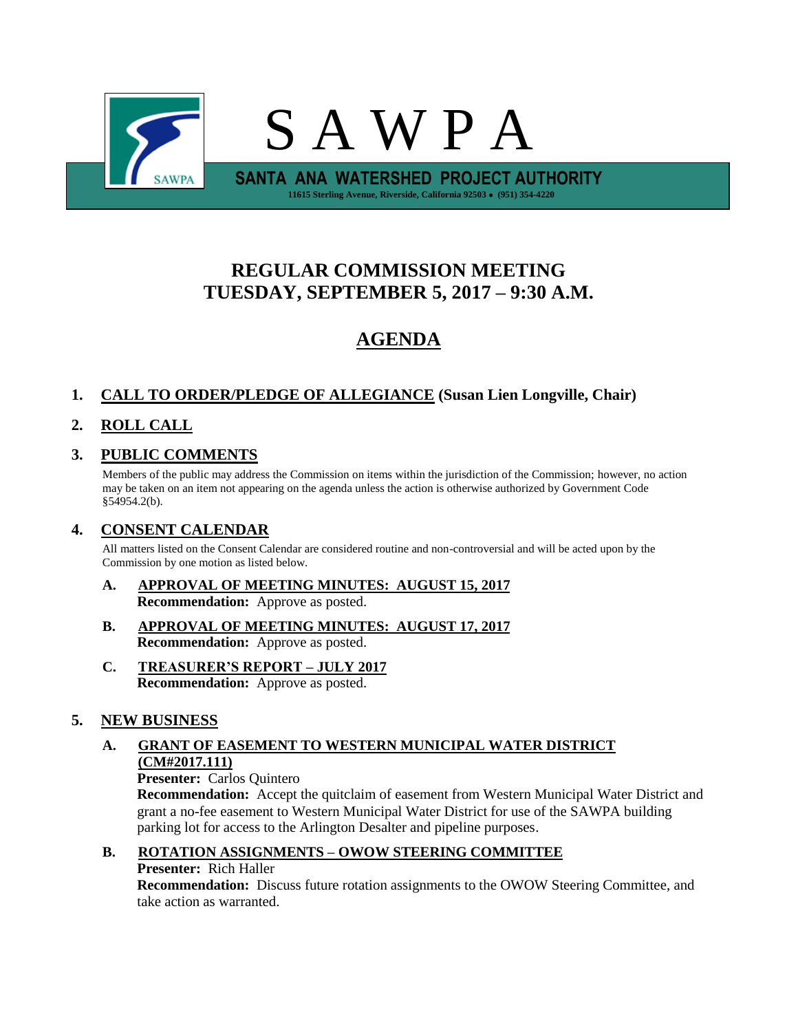# S A W P A

**SANTA ANA WATERSHED PROJECT AUTHORITY**

11615 Sterling Avenue, Riverside, California 92503 • (951) 354-4220

## REGULAR COMMISSION MEETING
## TUESDAY, SEPTEMBER 5, 2017 – 9:30 A.M.

## AGENDA

**1. CALL TO ORDER/PLEDGE OF ALLEGIANCE (Susan Lien Longville, Chair)**

**2. ROLL CALL**

**3. PUBLIC COMMENTS**

Members of the public may address the Commission on items within the jurisdiction of the Commission; however, no action may be taken on an item not appearing on the agenda unless the action is otherwise authorized by Government Code §54954.2(b).

**4. CONSENT CALENDAR**

All matters listed on the Consent Calendar are considered routine and non-controversial and will be acted upon by the Commission by one motion as listed below.

**A. APPROVAL OF MEETING MINUTES: AUGUST 15, 2017**
**Recommendation:** Approve as posted.

**B. APPROVAL OF MEETING MINUTES: AUGUST 17, 2017**
**Recommendation:** Approve as posted.

**C. TREASURER'S REPORT – JULY 2017**
**Recommendation:** Approve as posted.

**5. NEW BUSINESS**

**A. GRANT OF EASEMENT TO WESTERN MUNICIPAL WATER DISTRICT (CM#2017.111)**
**Presenter:** Carlos Quintero
**Recommendation:** Accept the quitclaim of easement from Western Municipal Water District and grant a no-fee easement to Western Municipal Water District for use of the SAWPA building parking lot for access to the Arlington Desalter and pipeline purposes.

**B. ROTATION ASSIGNMENTS – OWOW STEERING COMMITTEE**
**Presenter:** Rich Haller
**Recommendation:** Discuss future rotation assignments to the OWOW Steering Committee, and take action as warranted.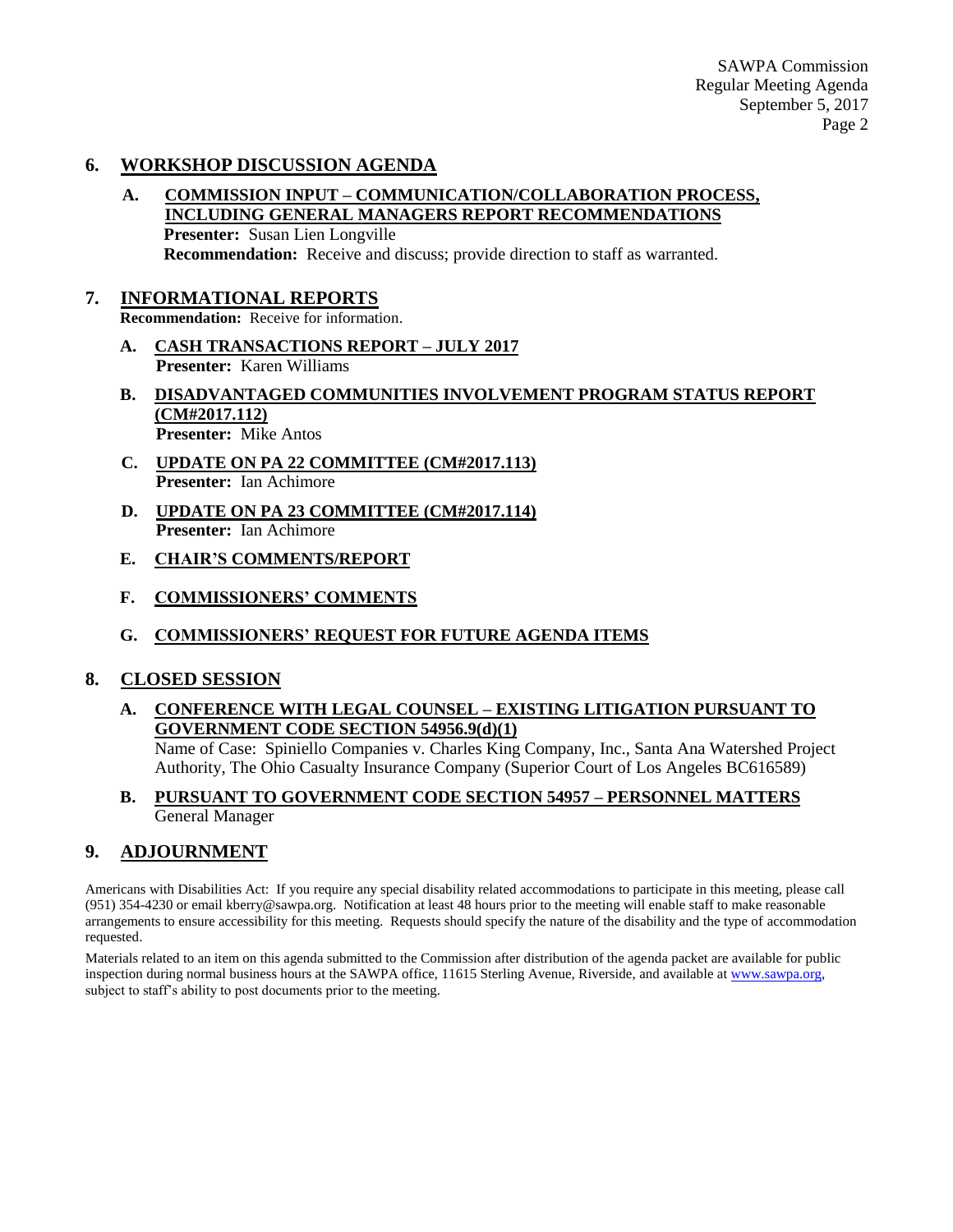## 6. WORKSHOP DISCUSSION AGENDA

### A. COMMISSION INPUT – COMMUNICATION/COLLABORATION PROCESS, INCLUDING GENERAL MANAGERS REPORT RECOMMENDATIONS

**Presenter:** Susan Lien Longville

**Recommendation:** Receive and discuss; provide direction to staff as warranted.

## 7. INFORMATIONAL REPORTS

**Recommendation:** Receive for information.

### A. CASH TRANSACTIONS REPORT – JULY 2017

**Presenter:** Karen Williams

### B. DISADVANTAGED COMMUNITIES INVOLVEMENT PROGRAM STATUS REPORT (CM#2017.112)

**Presenter:** Mike Antos

### C. UPDATE ON PA 22 COMMITTEE (CM#2017.113)

**Presenter:** Ian Achimore

### D. UPDATE ON PA 23 COMMITTEE (CM#2017.114)

**Presenter:** Ian Achimore

### E. CHAIR'S COMMENTS/REPORT

### F. COMMISSIONERS' COMMENTS

### G. COMMISSIONERS' REQUEST FOR FUTURE AGENDA ITEMS

## 8. CLOSED SESSION

### A. CONFERENCE WITH LEGAL COUNSEL – EXISTING LITIGATION PURSUANT TO GOVERNMENT CODE SECTION 54956.9(d)(1)

Name of Case: Spiniello Companies v. Charles King Company, Inc., Santa Ana Watershed Project Authority, The Ohio Casualty Insurance Company (Superior Court of Los Angeles BC616589)

### B. PURSUANT TO GOVERNMENT CODE SECTION 54957 – PERSONNEL MATTERS

General Manager

## 9. ADJOURNMENT

Americans with Disabilities Act: If you require any special disability related accommodations to participate in this meeting, please call (951) 354-4230 or email kberry@sawpa.org. Notification at least 48 hours prior to the meeting will enable staff to make reasonable arrangements to ensure accessibility for this meeting. Requests should specify the nature of the disability and the type of accommodation requested.

Materials related to an item on this agenda submitted to the Commission after distribution of the agenda packet are available for public inspection during normal business hours at the SAWPA office, 11615 Sterling Avenue, Riverside, and available at www.sawpa.org, subject to staff's ability to post documents prior to the meeting.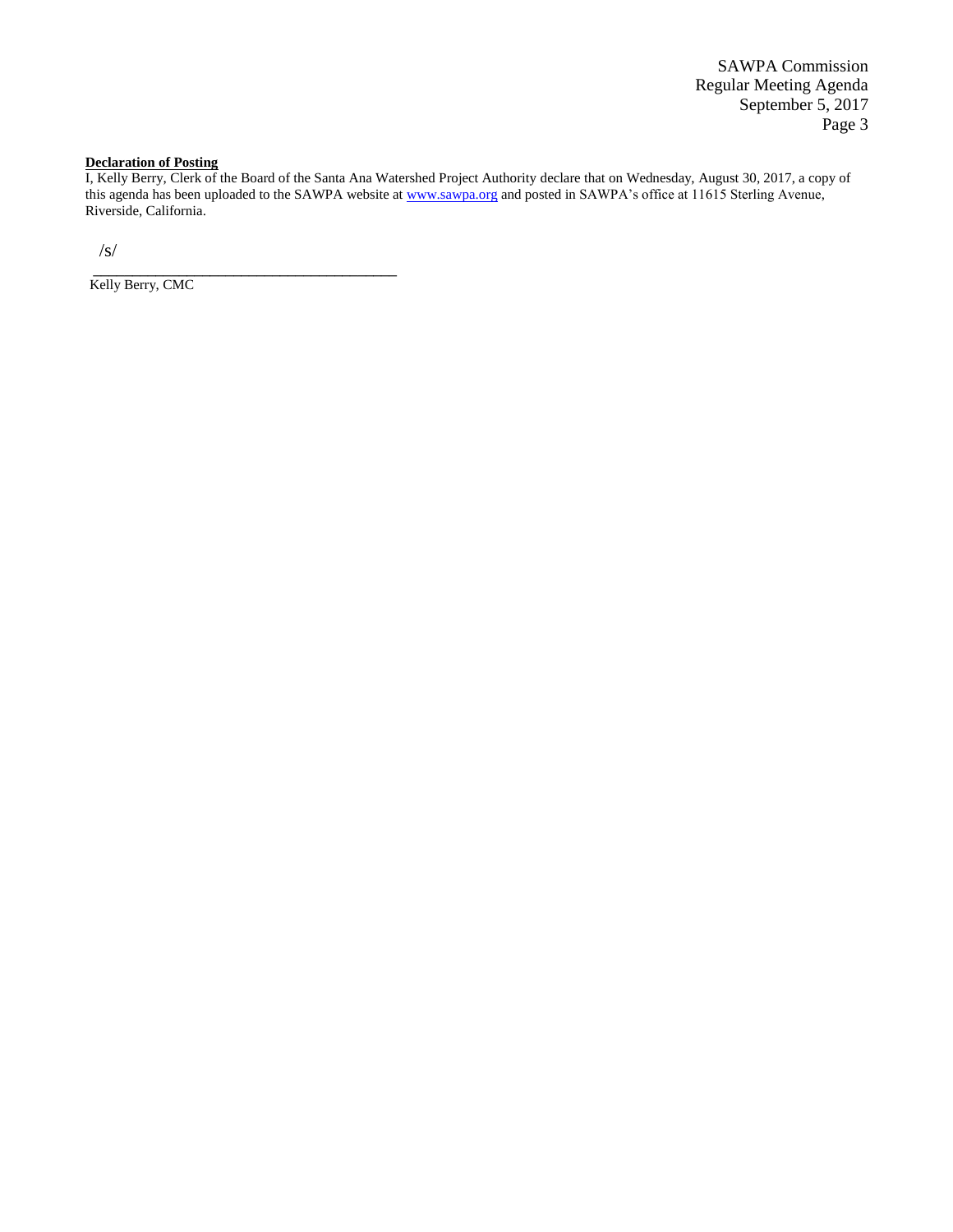**Declaration of Posting**

I, Kelly Berry, Clerk of the Board of the Santa Ana Watershed Project Authority declare that on Wednesday, August 30, 2017, a copy of this agenda has been uploaded to the SAWPA website at www.sawpa.org and posted in SAWPA's office at 11615 Sterling Avenue, Riverside, California.

/s/

_________________________________________

Kelly Berry, CMC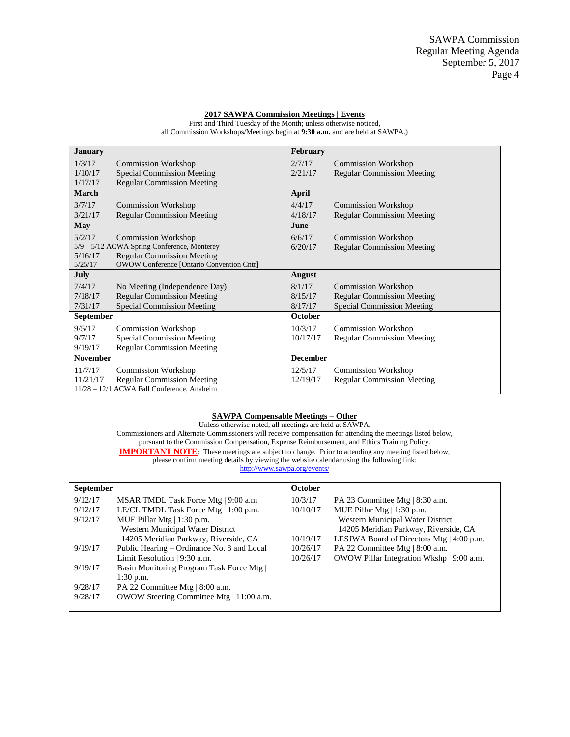## 2017 SAWPA Commission Meetings | Events

First and Third Tuesday of the Month; unless otherwise noticed, all Commission Workshops/Meetings begin at **9:30 a.m.** and are held at SAWPA.)

| **January** | | **February** | |
|---|---|---|---|
| 1/3/17 | Commission Workshop | 2/7/17 | Commission Workshop |
| 1/10/17 | Special Commission Meeting | 2/21/17 | Regular Commission Meeting |
| 1/17/17 | Regular Commission Meeting | | |
| **March** | | **April** | |
| 3/7/17 | Commission Workshop | 4/4/17 | Commission Workshop |
| 3/21/17 | Regular Commission Meeting | 4/18/17 | Regular Commission Meeting |
| **May** | | **June** | |
| 5/2/17 | Commission Workshop | 6/6/17 | Commission Workshop |
| 5/9 – 5/12 | ACWA Spring Conference, Monterey | 6/20/17 | Regular Commission Meeting |
| 5/16/17 | Regular Commission Meeting | | |
| 5/25/17 | OWOW Conference [Ontario Convention Cntr] | | |
| **July** | | **August** | |
| 7/4/17 | No Meeting (Independence Day) | 8/1/17 | Commission Workshop |
| 7/18/17 | Regular Commission Meeting | 8/15/17 | Regular Commission Meeting |
| 7/31/17 | Special Commission Meeting | 8/17/17 | Special Commission Meeting |
| **September** | | **October** | |
| 9/5/17 | Commission Workshop | 10/3/17 | Commission Workshop |
| 9/7/17 | Special Commission Meeting | 10/17/17 | Regular Commission Meeting |
| 9/19/17 | Regular Commission Meeting | | |
| **November** | | **December** | |
| 11/7/17 | Commission Workshop | 12/5/17 | Commission Workshop |
| 11/21/17 | Regular Commission Meeting | 12/19/17 | Regular Commission Meeting |
| 11/28 – 12/1 | ACWA Fall Conference, Anaheim | | |

## SAWPA Compensable Meetings – Other

Unless otherwise noted, all meetings are held at SAWPA.
Commissioners and Alternate Commissioners will receive compensation for attending the meetings listed below, pursuant to the Commission Compensation, Expense Reimbursement, and Ethics Training Policy.

**IMPORTANT NOTE**: These meetings are subject to change. Prior to attending any meeting listed below, please confirm meeting details by viewing the website calendar using the following link:
http://www.sawpa.org/events/

| **September** | | **October** | |
|---|---|---|---|
| 9/12/17 | MSAR TMDL Task Force Mtg \| 9:00 a.m | 10/3/17 | PA 23 Committee Mtg \| 8:30 a.m. |
| 9/12/17 | LE/CL TMDL Task Force Mtg \| 1:00 p.m. | 10/10/17 | MUE Pillar Mtg \| 1:30 p.m. Western Municipal Water District 14205 Meridian Parkway, Riverside, CA |
| 9/12/17 | MUE Pillar Mtg \| 1:30 p.m. Western Municipal Water District 14205 Meridian Parkway, Riverside, CA | 10/19/17 | LESJWA Board of Directors Mtg \| 4:00 p.m. |
| 9/19/17 | Public Hearing – Ordinance No. 8 and Local Limit Resolution \| 9:30 a.m. | 10/26/17 | PA 22 Committee Mtg \| 8:00 a.m. |
| 9/19/17 | Basin Monitoring Program Task Force Mtg \| 1:30 p.m. | 10/26/17 | OWOW Pillar Integration Wkshp \| 9:00 a.m. |
| 9/28/17 | PA 22 Committee Mtg \| 8:00 a.m. | | |
| 9/28/17 | OWOW Steering Committee Mtg \| 11:00 a.m. | | |